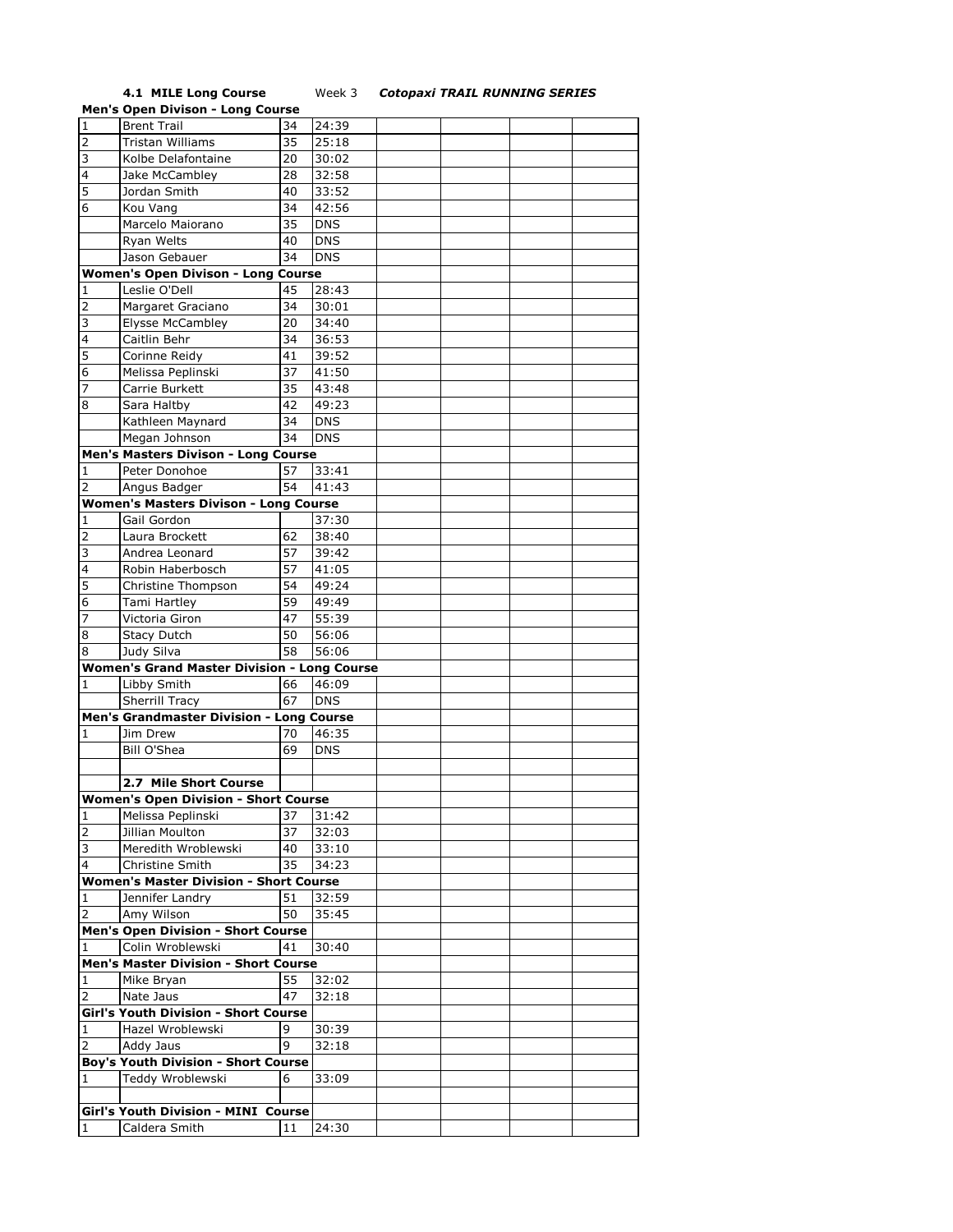**4.1 MILE Long Course** Week 3 ***Cotopaxi TRAIL RUNNING SERIES***

| | | | | | | | |
|---|---|---|---|---|---|---|---|
| **Men's Open Divison - Long Course** | | | | | | | |
| 1 | Brent Trail | 34 | 24:39 | | | | |
| 2 | Tristan Williams | 35 | 25:18 | | | | |
| 3 | Kolbe Delafontaine | 20 | 30:02 | | | | |
| 4 | Jake McCambley | 28 | 32:58 | | | | |
| 5 | Jordan Smith | 40 | 33:52 | | | | |
| 6 | Kou Vang | 34 | 42:56 | | | | |
| | Marcelo Maiorano | 35 | DNS | | | | |
| | Ryan Welts | 40 | DNS | | | | |
| | Jason Gebauer | 34 | DNS | | | | |
| **Women's Open Divison - Long Course** | | | | | | | |
| 1 | Leslie O'Dell | 45 | 28:43 | | | | |
| 2 | Margaret Graciano | 34 | 30:01 | | | | |
| 3 | Elysse McCambley | 20 | 34:40 | | | | |
| 4 | Caitlin Behr | 34 | 36:53 | | | | |
| 5 | Corinne Reidy | 41 | 39:52 | | | | |
| 6 | Melissa Peplinski | 37 | 41:50 | | | | |
| 7 | Carrie Burkett | 35 | 43:48 | | | | |
| 8 | Sara Haltby | 42 | 49:23 | | | | |
| | Kathleen Maynard | 34 | DNS | | | | |
| | Megan Johnson | 34 | DNS | | | | |
| **Men's Masters Divison - Long Course** | | | | | | | |
| 1 | Peter Donohoe | 57 | 33:41 | | | | |
| 2 | Angus Badger | 54 | 41:43 | | | | |
| **Women's Masters Divison - Long Course** | | | | | | | |
| 1 | Gail Gordon | | 37:30 | | | | |
| 2 | Laura Brockett | 62 | 38:40 | | | | |
| 3 | Andrea Leonard | 57 | 39:42 | | | | |
| 4 | Robin Haberbosch | 57 | 41:05 | | | | |
| 5 | Christine Thompson | 54 | 49:24 | | | | |
| 6 | Tami Hartley | 59 | 49:49 | | | | |
| 7 | Victoria Giron | 47 | 55:39 | | | | |
| 8 | Stacy Dutch | 50 | 56:06 | | | | |
| 8 | Judy Silva | 58 | 56:06 | | | | |
| **Women's Grand Master Division - Long Course** | | | | | | | |
| 1 | Libby Smith | 66 | 46:09 | | | | |
| | Sherrill Tracy | 67 | DNS | | | | |
| **Men's Grandmaster Division - Long Course** | | | | | | | |
| 1 | Jim Drew | 70 | 46:35 | | | | |
| | Bill O'Shea | 69 | DNS | | | | |
| | | | | | | | |
| | **2.7 Mile Short Course** | | | | | | |
| **Women's Open Division - Short Course** | | | | | | | |
| 1 | Melissa Peplinski | 37 | 31:42 | | | | |
| 2 | Jillian Moulton | 37 | 32:03 | | | | |
| 3 | Meredith Wroblewski | 40 | 33:10 | | | | |
| 4 | Christine Smith | 35 | 34:23 | | | | |
| **Women's Master Division - Short Course** | | | | | | | |
| 1 | Jennifer Landry | 51 | 32:59 | | | | |
| 2 | Amy Wilson | 50 | 35:45 | | | | |
| **Men's Open Division - Short Course** | | | | | | | |
| 1 | Colin Wroblewski | 41 | 30:40 | | | | |
| **Men's Master Division - Short Course** | | | | | | | |
| 1 | Mike Bryan | 55 | 32:02 | | | | |
| 2 | Nate Jaus | 47 | 32:18 | | | | |
| **Girl's Youth Division - Short Course** | | | | | | | |
| 1 | Hazel Wroblewski | 9 | 30:39 | | | | |
| 2 | Addy Jaus | 9 | 32:18 | | | | |
| **Boy's Youth Division - Short Course** | | | | | | | |
| 1 | Teddy Wroblewski | 6 | 33:09 | | | | |
| | | | | | | | |
| **Girl's Youth Division - MINI Course** | | | | | | | |
| 1 | Caldera Smith | 11 | 24:30 | | | | |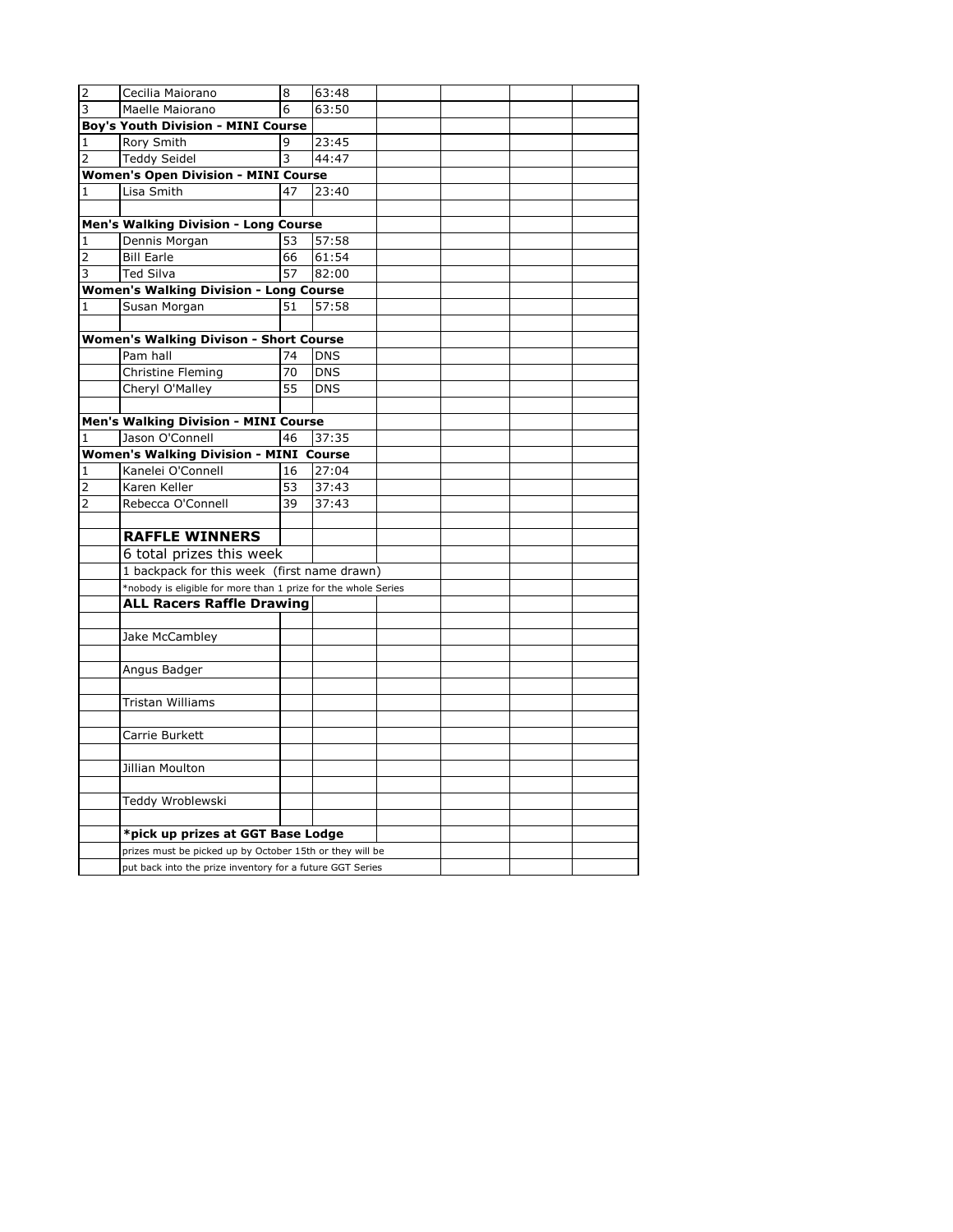| | | | | | | | |
|---|---|---|---|---|---|---|---|
| 2 | Cecilia Maiorano | 8 | 63:48 | | | | |
| 3 | Maelle Maiorano | 6 | 63:50 | | | | |
| **Boy's Youth Division - MINI Course** | | | | | | | |
| 1 | Rory Smith | 9 | 23:45 | | | | |
| 2 | Teddy Seidel | 3 | 44:47 | | | | |
| **Women's Open Division - MINI Course** | | | | | | | |
| 1 | Lisa Smith | 47 | 23:40 | | | | |
| | | | | | | | |
| **Men's Walking Division - Long Course** | | | | | | | |
| 1 | Dennis Morgan | 53 | 57:58 | | | | |
| 2 | Bill Earle | 66 | 61:54 | | | | |
| 3 | Ted Silva | 57 | 82:00 | | | | |
| **Women's Walking Division - Long Course** | | | | | | | |
| 1 | Susan Morgan | 51 | 57:58 | | | | |
| | | | | | | | |
| **Women's Walking Divison - Short Course** | | | | | | | |
| | Pam hall | 74 | DNS | | | | |
| | Christine Fleming | 70 | DNS | | | | |
| | Cheryl O'Malley | 55 | DNS | | | | |
| | | | | | | | |
| **Men's Walking Division - MINI Course** | | | | | | | |
| 1 | Jason O'Connell | 46 | 37:35 | | | | |
| **Women's Walking Division - MINI Course** | | | | | | | |
| 1 | Kanelei O'Connell | 16 | 27:04 | | | | |
| 2 | Karen Keller | 53 | 37:43 | | | | |
| 2 | Rebecca O'Connell | 39 | 37:43 | | | | |

## RAFFLE WINNERS

6 total prizes this week

1 backpack for this week (first name drawn)

*nobody is eligible for more than 1 prize for the whole Series

**ALL Racers Raffle Drawing**

Jake McCambley

Angus Badger

Tristan Williams

Carrie Burkett

Jillian Moulton

Teddy Wroblewski

**\*pick up prizes at GGT Base Lodge**

prizes must be picked up by October 15th or they will be put back into the prize inventory for a future GGT Series